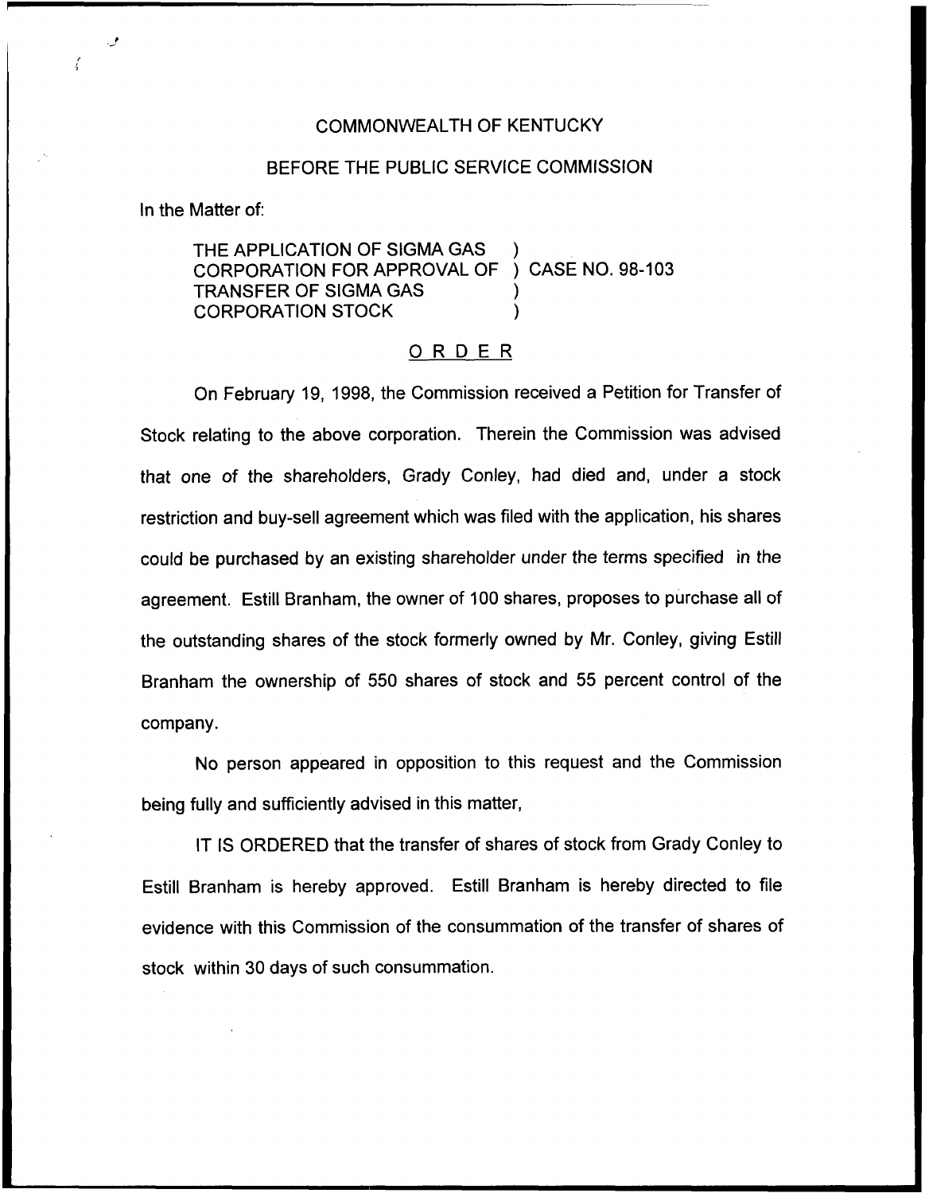COMMONWEALTH OF KENTUCKY

BEFORE THE PUBLIC SERVICE COMMISSION

In the Matter of:

THE APPLICATION OF SIGMA GAS CORPORATION FOR APPROVAL OF TRANSFER OF SIGMA GAS CORPORATION STOCK ) CASE NO. 98-103

ORDER

On February 19, 1998, the Commission received a Petition for Transfer of Stock relating to the above corporation. Therein the Commission was advised that one of the shareholders, Grady Conley, had died and, under a stock restriction and buy-sell agreement which was filed with the application, his shares could be purchased by an existing shareholder under the terms specified in the agreement. Estill Branham, the owner of 100 shares, proposes to purchase all of the outstanding shares of the stock formerly owned by Mr. Conley, giving Estill Branham the ownership of 550 shares of stock and 55 percent control of the company.

No person appeared in opposition to this request and the Commission being fully and sufficiently advised in this matter,

IT IS ORDERED that the transfer of shares of stock from Grady Conley to Estill Branham is hereby approved. Estill Branham is hereby directed to file evidence with this Commission of the consummation of the transfer of shares of stock within 30 days of such consummation.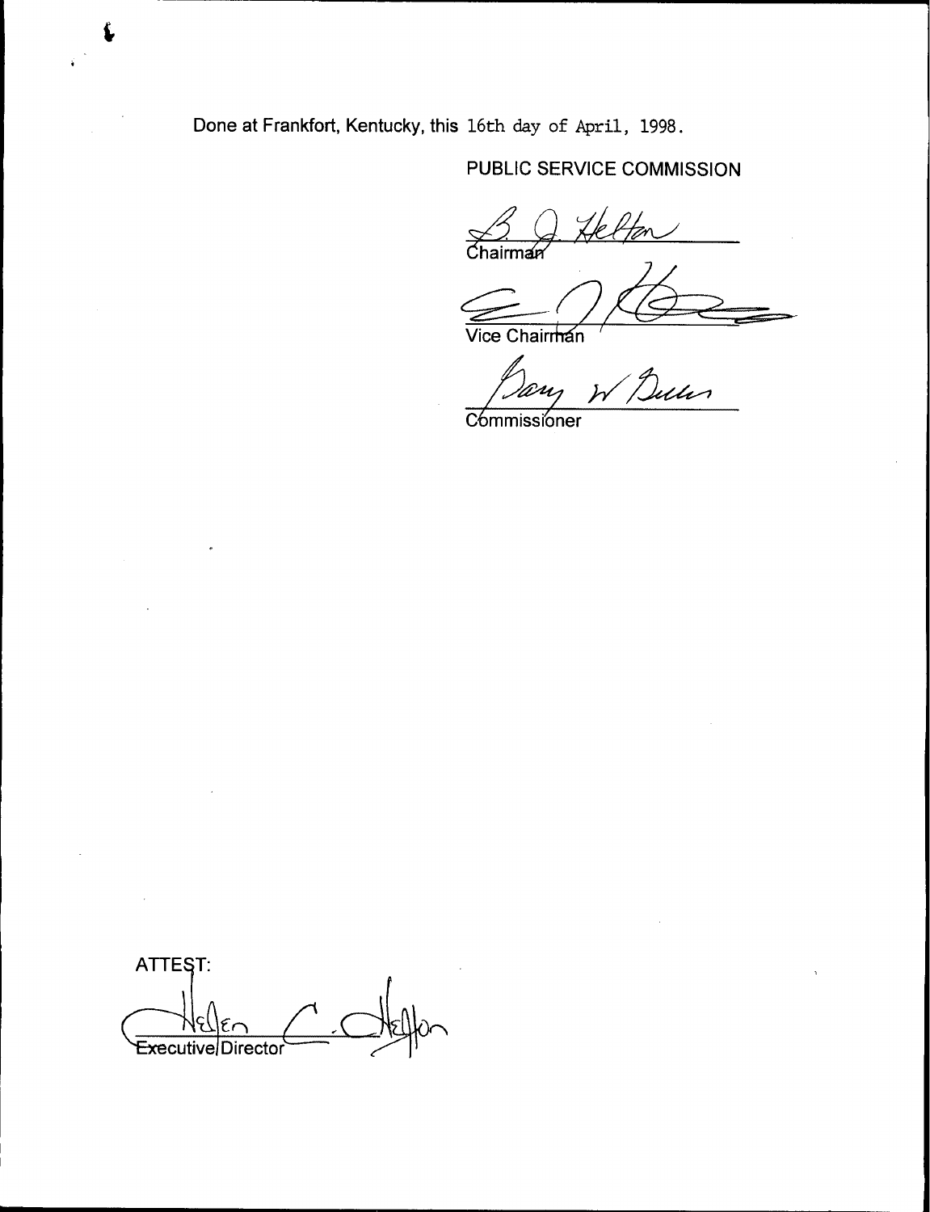Done at Frankfort, Kentucky, this 16th day of April, 1998.

PUBLIC SERVICE COMMISSION

Chairman

Vice Chairman

Commissioner

ATTEST:

Executive Director